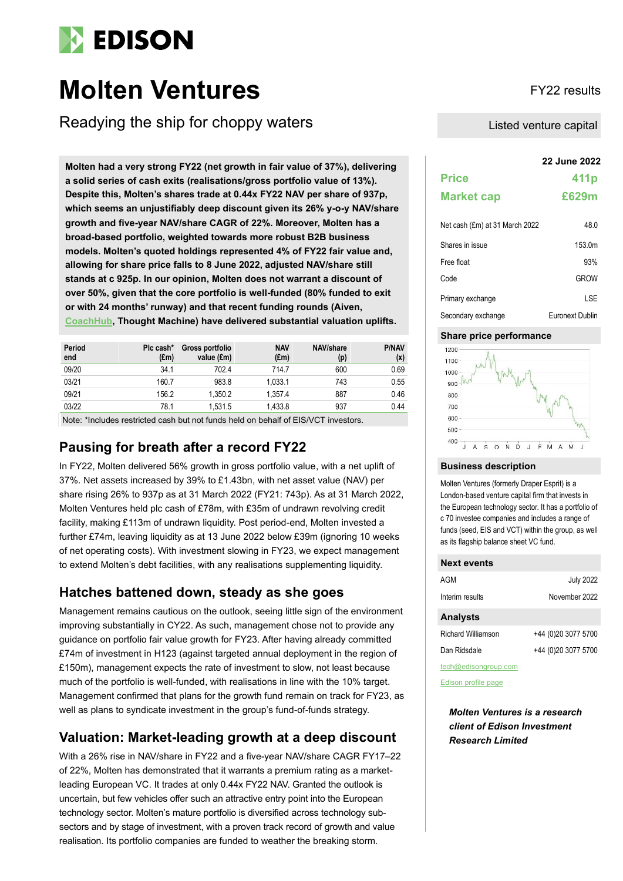# Molten Ventures

FY22 results

## Readying the ship for choppy waters

Listed venture capital

**Molten had a very strong FY22 (net growth in fair value of 37%), delivering a solid series of cash exits (realisations/gross portfolio value of 13%). Despite this, Molten's shares trade at 0.44x FY22 NAV per share of 937p, which seems an unjustifiably deep discount given its 26% y-o-y NAV/share growth and five-year NAV/share CAGR of 22%. Moreover, Molten has a broad-based portfolio, weighted towards more robust B2B business models. Molten's quoted holdings represented 4% of FY22 fair value and, allowing for share price falls to 8 June 2022, adjusted NAV/share still stands at c 925p. In our opinion, Molten does not warrant a discount of over 50%, given that the core portfolio is well-funded (80% funded to exit or with 24 months' runway) and that recent funding rounds (Aiven, CoachHub, Thought Machine) have delivered substantial valuation uplifts.**

| Period end | Plc cash* (£m) | Gross portfolio value (£m) | NAV (£m) | NAV/share (p) | P/NAV (x) |
|---|---|---|---|---|---|
| 09/20 | 34.1 | 702.4 | 714.7 | 600 | 0.69 |
| 03/21 | 160.7 | 983.8 | 1,033.1 | 743 | 0.55 |
| 09/21 | 156.2 | 1,350.2 | 1,357.4 | 887 | 0.46 |
| 03/22 | 78.1 | 1,531.5 | 1,433.8 | 937 | 0.44 |

Note: *Includes restricted cash but not funds held on behalf of EIS/VCT investors.

## Pausing for breath after a record FY22

In FY22, Molten delivered 56% growth in gross portfolio value, with a net uplift of 37%. Net assets increased by 39% to £1.43bn, with net asset value (NAV) per share rising 26% to 937p as at 31 March 2022 (FY21: 743p). As at 31 March 2022, Molten Ventures held plc cash of £78m, with £35m of undrawn revolving credit facility, making £113m of undrawn liquidity. Post period-end, Molten invested a further £74m, leaving liquidity as at 13 June 2022 below £39m (ignoring 10 weeks of net operating costs). With investment slowing in FY23, we expect management to extend Molten's debt facilities, with any realisations supplementing liquidity.

## Hatches battened down, steady as she goes

Management remains cautious on the outlook, seeing little sign of the environment improving substantially in CY22. As such, management chose not to provide any guidance on portfolio fair value growth for FY23. After having already committed £74m of investment in H123 (against targeted annual deployment in the region of £150m), management expects the rate of investment to slow, not least because much of the portfolio is well-funded, with realisations in line with the 10% target. Management confirmed that plans for the growth fund remain on track for FY23, as well as plans to syndicate investment in the group's fund-of-funds strategy.

## Valuation: Market-leading growth at a deep discount

With a 26% rise in NAV/share in FY22 and a five-year NAV/share CAGR FY17–22 of 22%, Molten has demonstrated that it warrants a premium rating as a market-leading European VC. It trades at only 0.44x FY22 NAV. Granted the outlook is uncertain, but few vehicles offer such an attractive entry point into the European technology sector. Molten's mature portfolio is diversified across technology sub-sectors and by stage of investment, with a proven track record of growth and value realisation. Its portfolio companies are funded to weather the breaking storm.

**22 June 2022**

| | |
|---|---|
| **Price** | **411p** |
| **Market cap** | **£629m** |

| | |
|---|---|
| Net cash (£m) at 31 March 2022 | 48.0 |
| Shares in issue | 153.0m |
| Free float | 93% |
| Code | GROW |
| Primary exchange | LSE |
| Secondary exchange | Euronext Dublin |

### Share price performance

### Business description

Molten Ventures (formerly Draper Esprit) is a London-based venture capital firm that invests in the European technology sector. It has a portfolio of c 70 investee companies and includes a range of funds (seed, EIS and VCT) within the group, as well as its flagship balance sheet VC fund.

### Next events

| | |
|---|---|
| AGM | July 2022 |
| Interim results | November 2022 |

### Analysts

| | |
|---|---|
| Richard Williamson | +44 (0)20 3077 5700 |
| Dan Ridsdale | +44 (0)20 3077 5700 |

tech@edisongroup.com

Edison profile page

***Molten Ventures is a research client of Edison Investment Research Limited***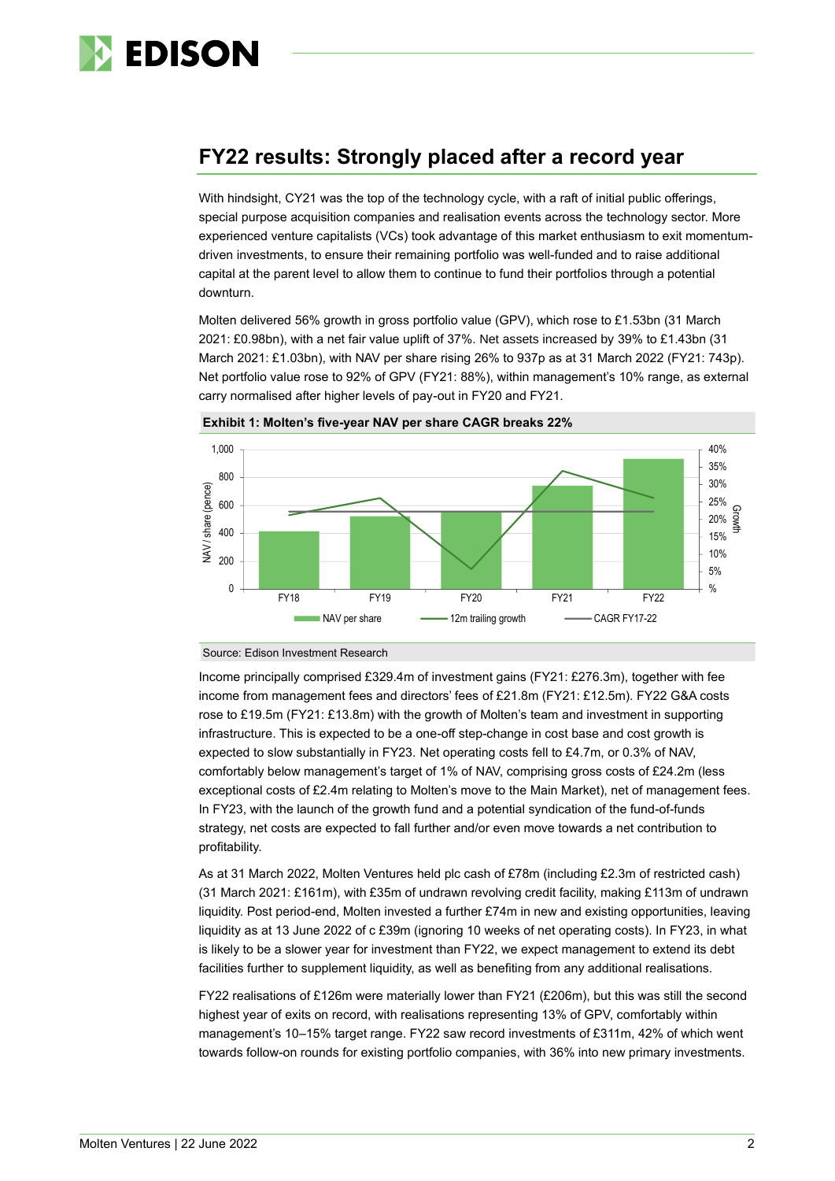## FY22 results: Strongly placed after a record year

With hindsight, CY21 was the top of the technology cycle, with a raft of initial public offerings, special purpose acquisition companies and realisation events across the technology sector. More experienced venture capitalists (VCs) took advantage of this market enthusiasm to exit momentum-driven investments, to ensure their remaining portfolio was well-funded and to raise additional capital at the parent level to allow them to continue to fund their portfolios through a potential downturn.

Molten delivered 56% growth in gross portfolio value (GPV), which rose to £1.53bn (31 March 2021: £0.98bn), with a net fair value uplift of 37%. Net assets increased by 39% to £1.43bn (31 March 2021: £1.03bn), with NAV per share rising 26% to 937p as at 31 March 2022 (FY21: 743p). Net portfolio value rose to 92% of GPV (FY21: 88%), within management's 10% range, as external carry normalised after higher levels of pay-out in FY20 and FY21.

**Exhibit 1: Molten's five-year NAV per share CAGR breaks 22%**

Source: Edison Investment Research

Income principally comprised £329.4m of investment gains (FY21: £276.3m), together with fee income from management fees and directors' fees of £21.8m (FY21: £12.5m). FY22 G&A costs rose to £19.5m (FY21: £13.8m) with the growth of Molten's team and investment in supporting infrastructure. This is expected to be a one-off step-change in cost base and cost growth is expected to slow substantially in FY23. Net operating costs fell to £4.7m, or 0.3% of NAV, comfortably below management's target of 1% of NAV, comprising gross costs of £24.2m (less exceptional costs of £2.4m relating to Molten's move to the Main Market), net of management fees. In FY23, with the launch of the growth fund and a potential syndication of the fund-of-funds strategy, net costs are expected to fall further and/or even move towards a net contribution to profitability.

As at 31 March 2022, Molten Ventures held plc cash of £78m (including £2.3m of restricted cash) (31 March 2021: £161m), with £35m of undrawn revolving credit facility, making £113m of undrawn liquidity. Post period-end, Molten invested a further £74m in new and existing opportunities, leaving liquidity as at 13 June 2022 of c £39m (ignoring 10 weeks of net operating costs). In FY23, in what is likely to be a slower year for investment than FY22, we expect management to extend its debt facilities further to supplement liquidity, as well as benefiting from any additional realisations.

FY22 realisations of £126m were materially lower than FY21 (£206m), but this was still the second highest year of exits on record, with realisations representing 13% of GPV, comfortably within management's 10–15% target range. FY22 saw record investments of £311m, 42% of which went towards follow-on rounds for existing portfolio companies, with 36% into new primary investments.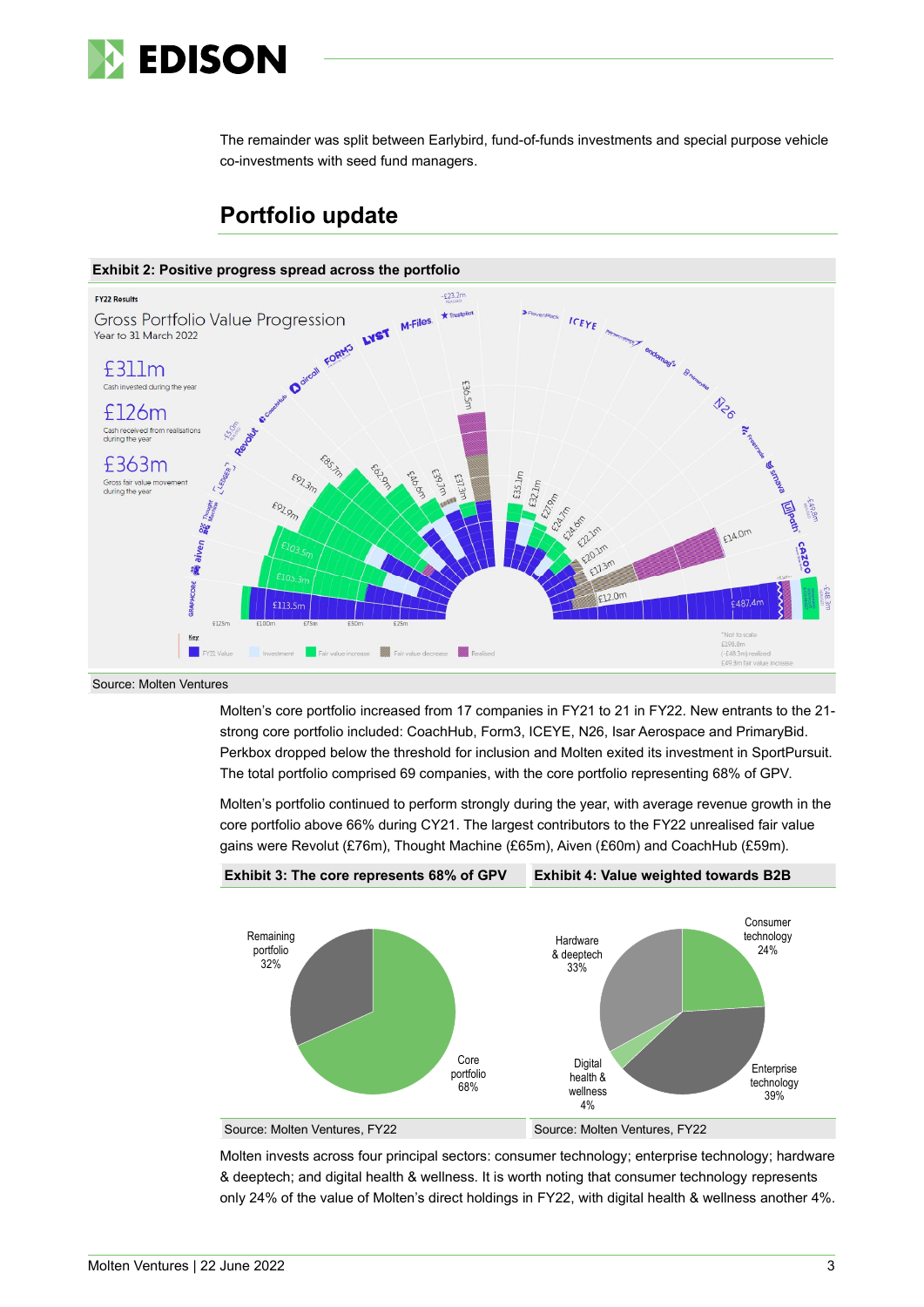The remainder was split between Earlybird, fund-of-funds investments and special purpose vehicle co-investments with seed fund managers.

## Portfolio update

**Exhibit 2: Positive progress spread across the portfolio**

FY22 Results

Gross Portfolio Value Progression
Year to 31 March 2022

£311m
Cash invested during the year

£126m
Cash received from realisations during the year

£363m
Gross fair value movement during the year

Source: Molten Ventures

Molten's core portfolio increased from 17 companies in FY21 to 21 in FY22. New entrants to the 21-strong core portfolio included: CoachHub, Form3, ICEYE, N26, Isar Aerospace and PrimaryBid. Perkbox dropped below the threshold for inclusion and Molten exited its investment in SportPursuit. The total portfolio comprised 69 companies, with the core portfolio representing 68% of GPV.

Molten's portfolio continued to perform strongly during the year, with average revenue growth in the core portfolio above 66% during CY21. The largest contributors to the FY22 unrealised fair value gains were Revolut (£76m), Thought Machine (£65m), Aiven (£60m) and CoachHub (£59m).

**Exhibit 3: The core represents 68% of GPV**

Remaining portfolio 32%; Core portfolio 68%

Source: Molten Ventures, FY22

**Exhibit 4: Value weighted towards B2B**

Consumer technology 24%; Enterprise technology 39%; Digital health & wellness 4%; Hardware & deeptech 33%

Source: Molten Ventures, FY22

Molten invests across four principal sectors: consumer technology; enterprise technology; hardware & deeptech; and digital health & wellness. It is worth noting that consumer technology represents only 24% of the value of Molten's direct holdings in FY22, with digital health & wellness another 4%.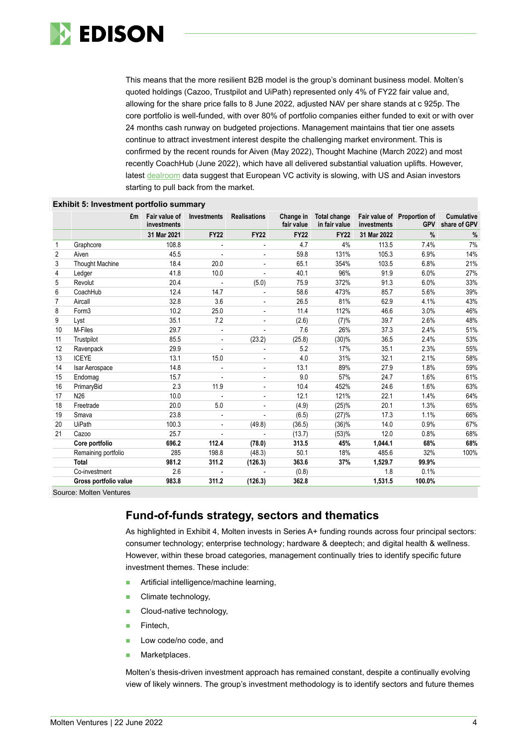This means that the more resilient B2B model is the group's dominant business model. Molten's quoted holdings (Cazoo, Trustpilot and UiPath) represented only 4% of FY22 fair value and, allowing for the share price falls to 8 June 2022, adjusted NAV per share stands at c 925p. The core portfolio is well-funded, with over 80% of portfolio companies either funded to exit or with over 24 months cash runway on budgeted projections. Management maintains that tier one assets continue to attract investment interest despite the challenging market environment. This is confirmed by the recent rounds for Aiven (May 2022), Thought Machine (March 2022) and most recently CoachHub (June 2022), which have all delivered substantial valuation uplifts. However, latest dealroom data suggest that European VC activity is slowing, with US and Asian investors starting to pull back from the market.

**Exhibit 5: Investment portfolio summary**

| | £m | Fair value of investments | Investments | Realisations | Change in fair value | Total change in fair value | Fair value of investments | Proportion of GPV | Cumulative share of GPV |
|---|---|---|---|---|---|---|---|---|---|
| | | 31 Mar 2021 | FY22 | FY22 | FY22 | FY22 | 31 Mar 2022 | % | % |
| 1 | Graphcore | 108.8 | - | - | 4.7 | 4% | 113.5 | 7.4% | 7% |
| 2 | Aiven | 45.5 | - | - | 59.8 | 131% | 105.3 | 6.9% | 14% |
| 3 | Thought Machine | 18.4 | 20.0 | - | 65.1 | 354% | 103.5 | 6.8% | 21% |
| 4 | Ledger | 41.8 | 10.0 | - | 40.1 | 96% | 91.9 | 6.0% | 27% |
| 5 | Revolut | 20.4 | - | (5.0) | 75.9 | 372% | 91.3 | 6.0% | 33% |
| 6 | CoachHub | 12.4 | 14.7 | - | 58.6 | 473% | 85.7 | 5.6% | 39% |
| 7 | Aircall | 32.8 | 3.6 | - | 26.5 | 81% | 62.9 | 4.1% | 43% |
| 8 | Form3 | 10.2 | 25.0 | - | 11.4 | 112% | 46.6 | 3.0% | 46% |
| 9 | Lyst | 35.1 | 7.2 | - | (2.6) | (7)% | 39.7 | 2.6% | 48% |
| 10 | M-Files | 29.7 | - | - | 7.6 | 26% | 37.3 | 2.4% | 51% |
| 11 | Trustpilot | 85.5 | - | (23.2) | (25.8) | (30)% | 36.5 | 2.4% | 53% |
| 12 | Ravenpack | 29.9 | - | - | 5.2 | 17% | 35.1 | 2.3% | 55% |
| 13 | ICEYE | 13.1 | 15.0 | - | 4.0 | 31% | 32.1 | 2.1% | 58% |
| 14 | Isar Aerospace | 14.8 | - | - | 13.1 | 89% | 27.9 | 1.8% | 59% |
| 15 | Endomag | 15.7 | - | - | 9.0 | 57% | 24.7 | 1.6% | 61% |
| 16 | PrimaryBid | 2.3 | 11.9 | - | 10.4 | 452% | 24.6 | 1.6% | 63% |
| 17 | N26 | 10.0 | - | - | 12.1 | 121% | 22.1 | 1.4% | 64% |
| 18 | Freetrade | 20.0 | 5.0 | - | (4.9) | (25)% | 20.1 | 1.3% | 65% |
| 19 | Smava | 23.8 | - | - | (6.5) | (27)% | 17.3 | 1.1% | 66% |
| 20 | UiPath | 100.3 | - | (49.8) | (36.5) | (36)% | 14.0 | 0.9% | 67% |
| 21 | Cazoo | 25.7 | - | - | (13.7) | (53)% | 12.0 | 0.8% | 68% |
| | **Core portfolio** | **696.2** | **112.4** | **(78.0)** | **313.5** | **45%** | **1,044.1** | **68%** | **68%** |
| | Remaining portfolio | 285 | 198.8 | (48.3) | 50.1 | 18% | 485.6 | 32% | 100% |
| | **Total** | **981.2** | **311.2** | **(126.3)** | **363.6** | **37%** | **1,529.7** | **99.9%** | |
| | Co-investment | 2.6 | - | - | (0.8) | | 1.8 | 0.1% | |
| | **Gross portfolio value** | **983.8** | **311.2** | **(126.3)** | **362.8** | | **1,531.5** | **100.0%** | |

Source: Molten Ventures

## Fund-of-funds strategy, sectors and thematics

As highlighted in Exhibit 4, Molten invests in Series A+ funding rounds across four principal sectors: consumer technology; enterprise technology; hardware & deeptech; and digital health & wellness. However, within these broad categories, management continually tries to identify specific future investment themes. These include:

- Artificial intelligence/machine learning,
- Climate technology,
- Cloud-native technology,
- Fintech,
- Low code/no code, and
- Marketplaces.

Molten's thesis-driven investment approach has remained constant, despite a continually evolving view of likely winners. The group's investment methodology is to identify sectors and future themes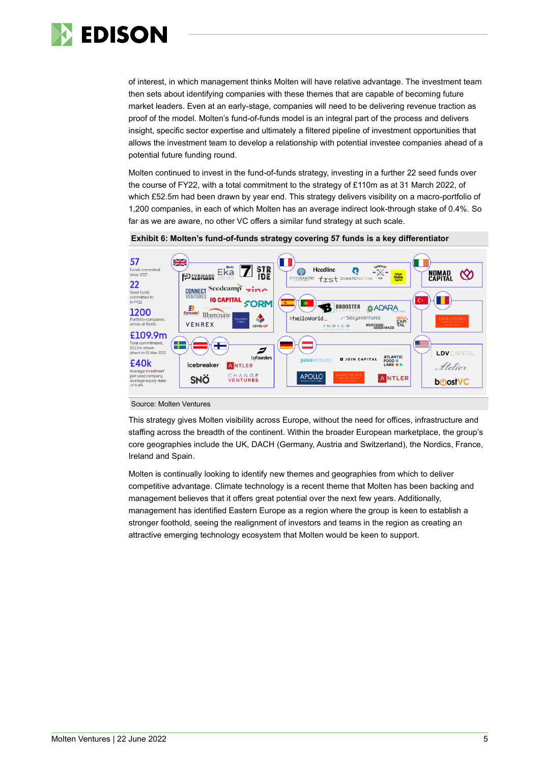of interest, in which management thinks Molten will have relative advantage. The investment team then sets about identifying companies with these themes that are capable of becoming future market leaders. Even at an early-stage, companies will need to be delivering revenue traction as proof of the model. Molten's fund-of-funds model is an integral part of the process and delivers insight, specific sector expertise and ultimately a filtered pipeline of investment opportunities that allows the investment team to develop a relationship with potential investee companies ahead of a potential future funding round.

Molten continued to invest in the fund-of-funds strategy, investing in a further 22 seed funds over the course of FY22, with a total commitment to the strategy of £110m as at 31 March 2022, of which £52.5m had been drawn by year end. This strategy delivers visibility on a macro-portfolio of 1,200 companies, in each of which Molten has an average indirect look-through stake of 0.4%. So far as we are aware, no other VC offers a similar fund strategy at such scale.

**Exhibit 6: Molten's fund-of-funds strategy covering 57 funds is a key differentiator**

57 Funds committed since 2017

22 Seed funds committed to in FY22

1200 Portfolio companies across all funds

£109.9m Total commitments, £52.5m drawn down to 31 Mar 2022

£40k Average investment per seed company, Average equity stake of 0.4%

Source: Molten Ventures

This strategy gives Molten visibility across Europe, without the need for offices, infrastructure and staffing across the breadth of the continent. Within the broader European marketplace, the group's core geographies include the UK, DACH (Germany, Austria and Switzerland), the Nordics, France, Ireland and Spain.

Molten is continually looking to identify new themes and geographies from which to deliver competitive advantage. Climate technology is a recent theme that Molten has been backing and management believes that it offers great potential over the next few years. Additionally, management has identified Eastern Europe as a region where the group is keen to establish a stronger foothold, seeing the realignment of investors and teams in the region as creating an attractive emerging technology ecosystem that Molten would be keen to support.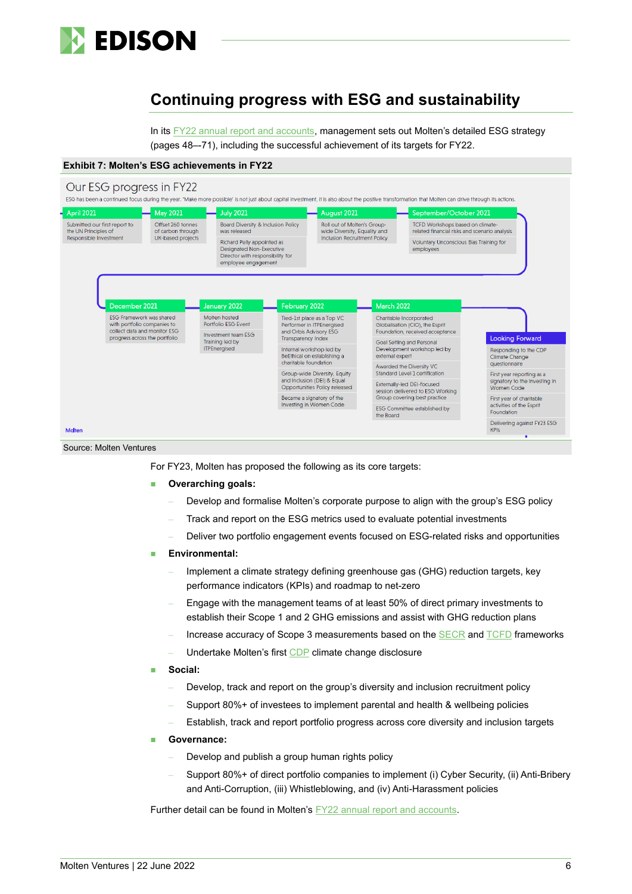## Continuing progress with ESG and sustainability

In its FY22 annual report and accounts, management sets out Molten's detailed ESG strategy (pages 48–-71), including the successful achievement of its targets for FY22.

**Exhibit 7: Molten's ESG achievements in FY22**

### Our ESG progress in FY22

ESG has been a continued focus during the year. 'Make more possible' is not just about capital investment, it is also about the positive transformation that Molten can drive through its actions.

**April 2021**
- Submitted our first report to the UN Principles of Responsible Investment

**May 2021**
- Offset 260 tonnes of carbon through UK-based projects

**July 2021**
- Board Diversity & Inclusion Policy was released
- Richard Pelly appointed as Designated Non-Executive Director with responsibility for employee engagement

**August 2021**
- Roll out of Molten's Group-wide Diversity, Equality and Inclusion Recruitment Policy

**September/October 2021**
- TCFD Workshops based on climate-related financial risks and scenario analysis
- Voluntary Unconscious Bias Training for employees

**December 2021**
- ESG Framework was shared with portfolio companies to collect data and monitor ESG progress across the portfolio

**January 2022**
- Molten hosted Portfolio ESG Event
- Investment team ESG Training led by ITPEnergised

**February 2022**
- Tied-1st place as a Top VC Performer in ITPEnergised and Orbis Advisory ESG Transparency Index
- Internal workshop led by BeEthical on establishing a charitable foundation
- Group-wide Diversity, Equity and Inclusion (DEI) & Equal Opportunities Policy released
- Became a signatory of the Investing in Women Code

**March 2022**
- Charitable Incorporated Globalisation (CIO), the Esprit Foundation, received acceptance
- Goal Setting and Personal Development workshop led by external expert
- Awarded the Diversity VC Standard Level 1 certification
- Externally-led DEI-focused session delivered to ESG Working Group covering best practice
- ESG Committee established by the Board

**Looking Forward**
- Responding to the CDP Climate Change questionnaire
- First year reporting as a signatory to the Investing in Women Code
- First year of charitable activities of the Esprit Foundation
- Delivering against FY23 ESG KPIs

Molten

Source: Molten Ventures

For FY23, Molten has proposed the following as its core targets:

- **Overarching goals:**
  - Develop and formalise Molten's corporate purpose to align with the group's ESG policy
  - Track and report on the ESG metrics used to evaluate potential investments
  - Deliver two portfolio engagement events focused on ESG-related risks and opportunities
- **Environmental:**
  - Implement a climate strategy defining greenhouse gas (GHG) reduction targets, key performance indicators (KPIs) and roadmap to net-zero
  - Engage with the management teams of at least 50% of direct primary investments to establish their Scope 1 and 2 GHG emissions and assist with GHG reduction plans
  - Increase accuracy of Scope 3 measurements based on the SECR and TCFD frameworks
  - Undertake Molten's first CDP climate change disclosure
- **Social:**
  - Develop, track and report on the group's diversity and inclusion recruitment policy
  - Support 80%+ of investees to implement parental and health & wellbeing policies
  - Establish, track and report portfolio progress across core diversity and inclusion targets
- **Governance:**
  - Develop and publish a group human rights policy
  - Support 80%+ of direct portfolio companies to implement (i) Cyber Security, (ii) Anti-Bribery and Anti-Corruption, (iii) Whistleblowing, and (iv) Anti-Harassment policies

Further detail can be found in Molten's FY22 annual report and accounts.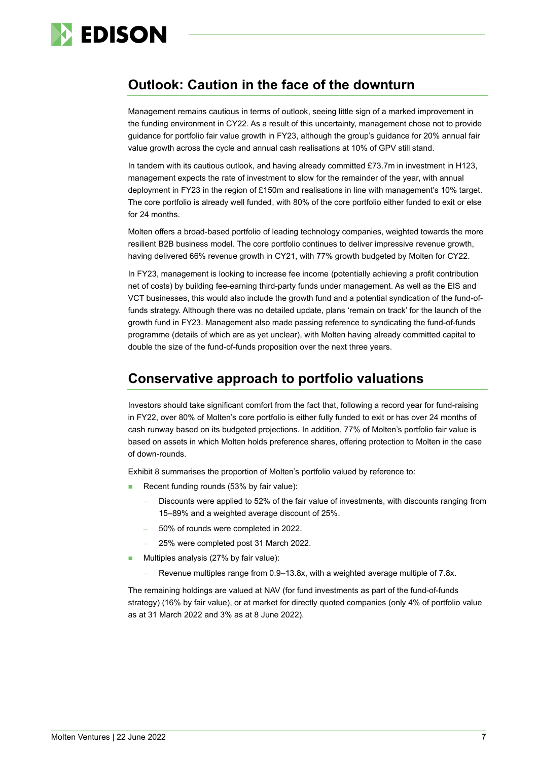## Outlook: Caution in the face of the downturn

Management remains cautious in terms of outlook, seeing little sign of a marked improvement in the funding environment in CY22. As a result of this uncertainty, management chose not to provide guidance for portfolio fair value growth in FY23, although the group's guidance for 20% annual fair value growth across the cycle and annual cash realisations at 10% of GPV still stand.

In tandem with its cautious outlook, and having already committed £73.7m in investment in H123, management expects the rate of investment to slow for the remainder of the year, with annual deployment in FY23 in the region of £150m and realisations in line with management's 10% target. The core portfolio is already well funded, with 80% of the core portfolio either funded to exit or else for 24 months.

Molten offers a broad-based portfolio of leading technology companies, weighted towards the more resilient B2B business model. The core portfolio continues to deliver impressive revenue growth, having delivered 66% revenue growth in CY21, with 77% growth budgeted by Molten for CY22.

In FY23, management is looking to increase fee income (potentially achieving a profit contribution net of costs) by building fee-earning third-party funds under management. As well as the EIS and VCT businesses, this would also include the growth fund and a potential syndication of the fund-of-funds strategy. Although there was no detailed update, plans 'remain on track' for the launch of the growth fund in FY23. Management also made passing reference to syndicating the fund-of-funds programme (details of which are as yet unclear), with Molten having already committed capital to double the size of the fund-of-funds proposition over the next three years.

## Conservative approach to portfolio valuations

Investors should take significant comfort from the fact that, following a record year for fund-raising in FY22, over 80% of Molten's core portfolio is either fully funded to exit or has over 24 months of cash runway based on its budgeted projections. In addition, 77% of Molten's portfolio fair value is based on assets in which Molten holds preference shares, offering protection to Molten in the case of down-rounds.

Exhibit 8 summarises the proportion of Molten's portfolio valued by reference to:

- Recent funding rounds (53% by fair value):
  - Discounts were applied to 52% of the fair value of investments, with discounts ranging from 15–89% and a weighted average discount of 25%.
  - 50% of rounds were completed in 2022.
  - 25% were completed post 31 March 2022.
- Multiples analysis (27% by fair value):
  - Revenue multiples range from 0.9–13.8x, with a weighted average multiple of 7.8x.

The remaining holdings are valued at NAV (for fund investments as part of the fund-of-funds strategy) (16% by fair value), or at market for directly quoted companies (only 4% of portfolio value as at 31 March 2022 and 3% as at 8 June 2022).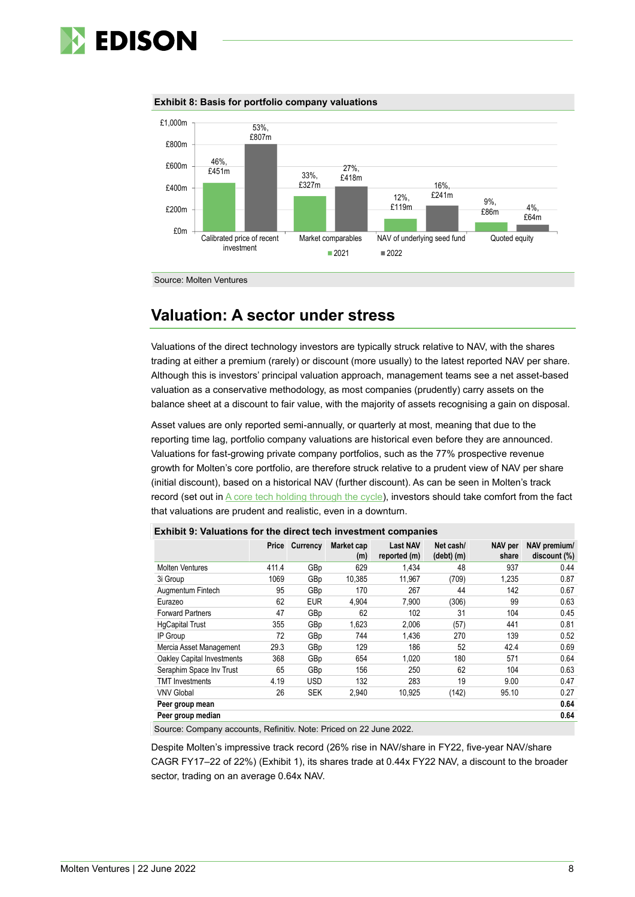**Exhibit 8: Basis for portfolio company valuations**

| | 2021 | 2022 |
|---|---|---|
| Calibrated price of recent investment | 46%, £451m | 53%, £807m |
| Market comparables | 33%, £327m | 27%, £418m |
| NAV of underlying seed fund | 12%, £119m | 16%, £241m |
| Quoted equity | 9%, £86m | 4%, £64m |

Source: Molten Ventures

## Valuation: A sector under stress

Valuations of the direct technology investors are typically struck relative to NAV, with the shares trading at either a premium (rarely) or discount (more usually) to the latest reported NAV per share. Although this is investors' principal valuation approach, management teams see a net asset-based valuation as a conservative methodology, as most companies (prudently) carry assets on the balance sheet at a discount to fair value, with the majority of assets recognising a gain on disposal.

Asset values are only reported semi-annually, or quarterly at most, meaning that due to the reporting time lag, portfolio company valuations are historical even before they are announced. Valuations for fast-growing private company portfolios, such as the 77% prospective revenue growth for Molten's core portfolio, are therefore struck relative to a prudent view of NAV per share (initial discount), based on a historical NAV (further discount). As can be seen in Molten's track record (set out in A core tech holding through the cycle), investors should take comfort from the fact that valuations are prudent and realistic, even in a downturn.

**Exhibit 9: Valuations for the direct tech investment companies**

| | Price | Currency | Market cap (m) | Last NAV reported (m) | Net cash/ (debt) (m) | NAV per share | NAV premium/ discount (%) |
|---|---|---|---|---|---|---|---|
| Molten Ventures | 411.4 | GBp | 629 | 1,434 | 48 | 937 | 0.44 |
| 3i Group | 1069 | GBp | 10,385 | 11,967 | (709) | 1,235 | 0.87 |
| Augmentum Fintech | 95 | GBp | 170 | 267 | 44 | 142 | 0.67 |
| Eurazeo | 62 | EUR | 4,904 | 7,900 | (306) | 99 | 0.63 |
| Forward Partners | 47 | GBp | 62 | 102 | 31 | 104 | 0.45 |
| HgCapital Trust | 355 | GBp | 1,623 | 2,006 | (57) | 441 | 0.81 |
| IP Group | 72 | GBp | 744 | 1,436 | 270 | 139 | 0.52 |
| Mercia Asset Management | 29.3 | GBp | 129 | 186 | 52 | 42.4 | 0.69 |
| Oakley Capital Investments | 368 | GBp | 654 | 1,020 | 180 | 571 | 0.64 |
| Seraphim Space Inv Trust | 65 | GBp | 156 | 250 | 62 | 104 | 0.63 |
| TMT Investments | 4.19 | USD | 132 | 283 | 19 | 9.00 | 0.47 |
| VNV Global | 26 | SEK | 2,940 | 10,925 | (142) | 95.10 | 0.27 |
| **Peer group mean** | | | | | | | **0.64** |
| **Peer group median** | | | | | | | **0.64** |

Source: Company accounts, Refinitiv. Note: Priced on 22 June 2022.

Despite Molten's impressive track record (26% rise in NAV/share in FY22, five-year NAV/share CAGR FY17–22 of 22%) (Exhibit 1), its shares trade at 0.44x FY22 NAV, a discount to the broader sector, trading on an average 0.64x NAV.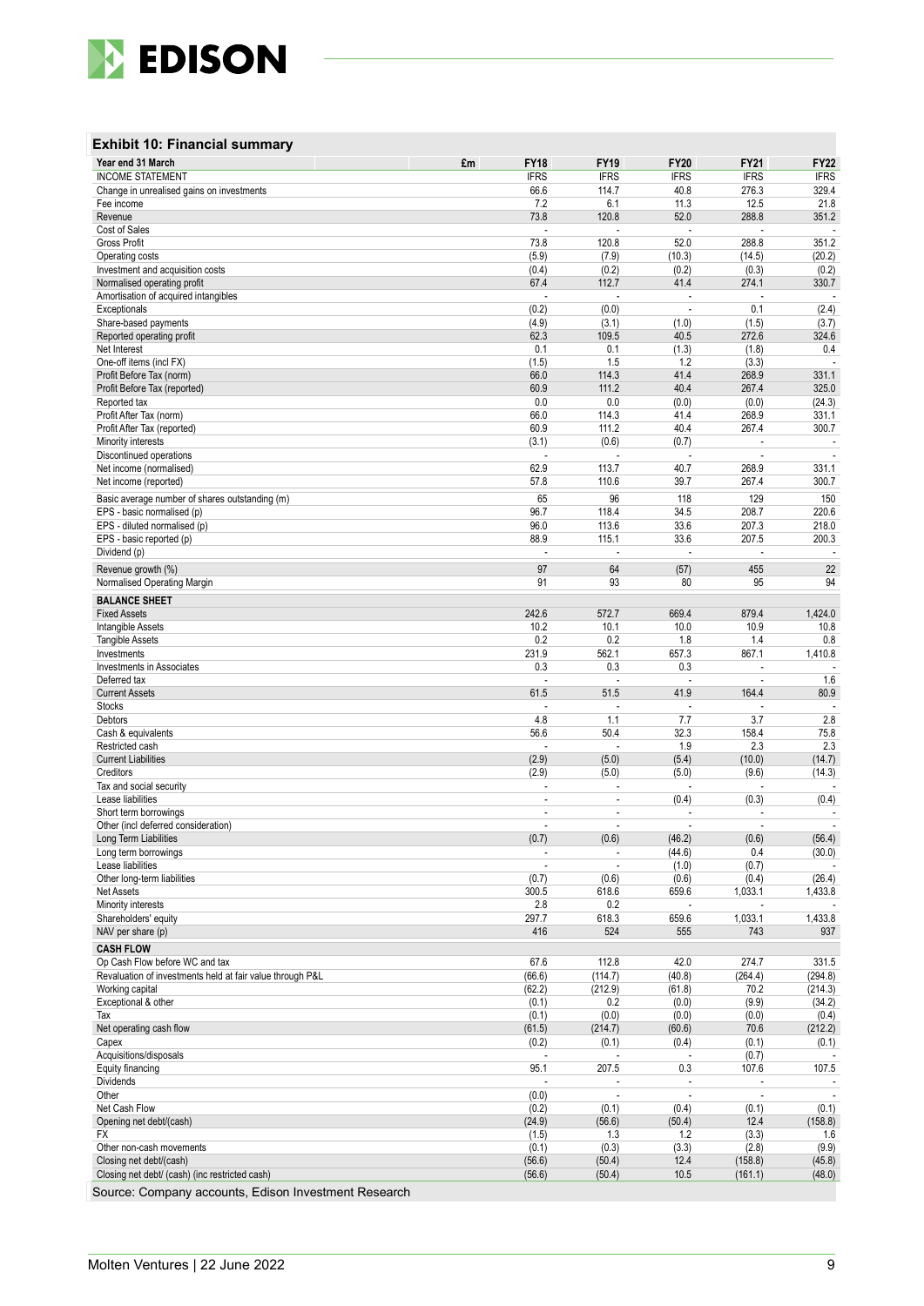### Exhibit 10: Financial summary

| Year end 31 March | £m | FY18 | FY19 | FY20 | FY21 | FY22 |
|---|---|---|---|---|---|---|
| INCOME STATEMENT | | IFRS | IFRS | IFRS | IFRS | IFRS |
| Change in unrealised gains on investments | | 66.6 | 114.7 | 40.8 | 276.3 | 329.4 |
| Fee income | | 7.2 | 6.1 | 11.3 | 12.5 | 21.8 |
| Revenue | | 73.8 | 120.8 | 52.0 | 288.8 | 351.2 |
| Cost of Sales | | - | - | - | - | - |
| Gross Profit | | 73.8 | 120.8 | 52.0 | 288.8 | 351.2 |
| Operating costs | | (5.9) | (7.9) | (10.3) | (14.5) | (20.2) |
| Investment and acquisition costs | | (0.4) | (0.2) | (0.2) | (0.3) | (0.2) |
| Normalised operating profit | | 67.4 | 112.7 | 41.4 | 274.1 | 330.7 |
| Amortisation of acquired intangibles | | - | - | - | - | - |
| Exceptionals | | (0.2) | (0.0) | - | 0.1 | (2.4) |
| Share-based payments | | (4.9) | (3.1) | (1.0) | (1.5) | (3.7) |
| Reported operating profit | | 62.3 | 109.5 | 40.5 | 272.6 | 324.6 |
| Net Interest | | 0.1 | 0.1 | (1.3) | (1.8) | 0.4 |
| One-off items (incl FX) | | (1.5) | 1.5 | 1.2 | (3.3) | - |
| Profit Before Tax (norm) | | 66.0 | 114.3 | 41.4 | 268.9 | 331.1 |
| Profit Before Tax (reported) | | 60.9 | 111.2 | 40.4 | 267.4 | 325.0 |
| Reported tax | | 0.0 | 0.0 | (0.0) | (0.0) | (24.3) |
| Profit After Tax (norm) | | 66.0 | 114.3 | 41.4 | 268.9 | 331.1 |
| Profit After Tax (reported) | | 60.9 | 111.2 | 40.4 | 267.4 | 300.7 |
| Minority interests | | (3.1) | (0.6) | (0.7) | - | - |
| Discontinued operations | | - | - | - | - | - |
| Net income (normalised) | | 62.9 | 113.7 | 40.7 | 268.9 | 331.1 |
| Net income (reported) | | 57.8 | 110.6 | 39.7 | 267.4 | 300.7 |
| Basic average number of shares outstanding (m) | | 65 | 96 | 118 | 129 | 150 |
| EPS - basic normalised (p) | | 96.7 | 118.4 | 34.5 | 208.7 | 220.6 |
| EPS - diluted normalised (p) | | 96.0 | 113.6 | 33.6 | 207.3 | 218.0 |
| EPS - basic reported (p) | | 88.9 | 115.1 | 33.6 | 207.5 | 200.3 |
| Dividend (p) | | - | - | - | - | - |
| Revenue growth (%) | | 97 | 64 | (57) | 455 | 22 |
| Normalised Operating Margin | | 91 | 93 | 80 | 95 | 94 |
| **BALANCE SHEET** | | | | | | |
| Fixed Assets | | 242.6 | 572.7 | 669.4 | 879.4 | 1,424.0 |
| Intangible Assets | | 10.2 | 10.1 | 10.0 | 10.9 | 10.8 |
| Tangible Assets | | 0.2 | 0.2 | 1.8 | 1.4 | 0.8 |
| Investments | | 231.9 | 562.1 | 657.3 | 867.1 | 1,410.8 |
| Investments in Associates | | 0.3 | 0.3 | 0.3 | - | - |
| Deferred tax | | - | - | - | - | 1.6 |
| Current Assets | | 61.5 | 51.5 | 41.9 | 164.4 | 80.9 |
| Stocks | | - | - | - | - | - |
| Debtors | | 4.8 | 1.1 | 7.7 | 3.7 | 2.8 |
| Cash & equivalents | | 56.6 | 50.4 | 32.3 | 158.4 | 75.8 |
| Restricted cash | | - | - | 1.9 | 2.3 | 2.3 |
| Current Liabilities | | (2.9) | (5.0) | (5.4) | (10.0) | (14.7) |
| Creditors | | (2.9) | (5.0) | (5.0) | (9.6) | (14.3) |
| Tax and social security | | - | - | - | - | - |
| Lease liabilities | | - | - | (0.4) | (0.3) | (0.4) |
| Short term borrowings | | - | - | - | - | - |
| Other (incl deferred consideration) | | - | - | - | - | - |
| Long Term Liabilities | | (0.7) | (0.6) | (46.2) | (0.6) | (56.4) |
| Long term borrowings | | - | - | (44.6) | 0.4 | (30.0) |
| Lease liabilities | | - | - | (1.0) | (0.7) | - |
| Other long-term liabilities | | (0.7) | (0.6) | (0.6) | (0.4) | (26.4) |
| Net Assets | | 300.5 | 618.6 | 659.6 | 1,033.1 | 1,433.8 |
| Minority interests | | 2.8 | 0.2 | - | - | - |
| Shareholders' equity | | 297.7 | 618.3 | 659.6 | 1,033.1 | 1,433.8 |
| NAV per share (p) | | 416 | 524 | 555 | 743 | 937 |
| **CASH FLOW** | | | | | | |
| Op Cash Flow before WC and tax | | 67.6 | 112.8 | 42.0 | 274.7 | 331.5 |
| Revaluation of investments held at fair value through P&L | | (66.6) | (114.7) | (40.8) | (264.4) | (294.8) |
| Working capital | | (62.2) | (212.9) | (61.8) | 70.2 | (214.3) |
| Exceptional & other | | (0.1) | 0.2 | (0.0) | (9.9) | (34.2) |
| Tax | | (0.1) | (0.0) | (0.0) | (0.0) | (0.4) |
| Net operating cash flow | | (61.5) | (214.7) | (60.6) | 70.6 | (212.2) |
| Capex | | (0.2) | (0.1) | (0.4) | (0.1) | (0.1) |
| Acquisitions/disposals | | - | - | - | (0.7) | - |
| Equity financing | | 95.1 | 207.5 | 0.3 | 107.6 | 107.5 |
| Dividends | | - | - | - | - | - |
| Other | | (0.0) | - | - | - | - |
| Net Cash Flow | | (0.2) | (0.1) | (0.4) | (0.1) | (0.1) |
| Opening net debt/(cash) | | (24.9) | (56.6) | (50.4) | 12.4 | (158.8) |
| FX | | (1.5) | 1.3 | 1.2 | (3.3) | 1.6 |
| Other non-cash movements | | (0.1) | (0.3) | (3.3) | (2.8) | (9.9) |
| Closing net debt/(cash) | | (56.6) | (50.4) | 12.4 | (158.8) | (45.8) |
| Closing net debt/ (cash) (inc restricted cash) | | (56.6) | (50.4) | 10.5 | (161.1) | (48.0) |

Source: Company accounts, Edison Investment Research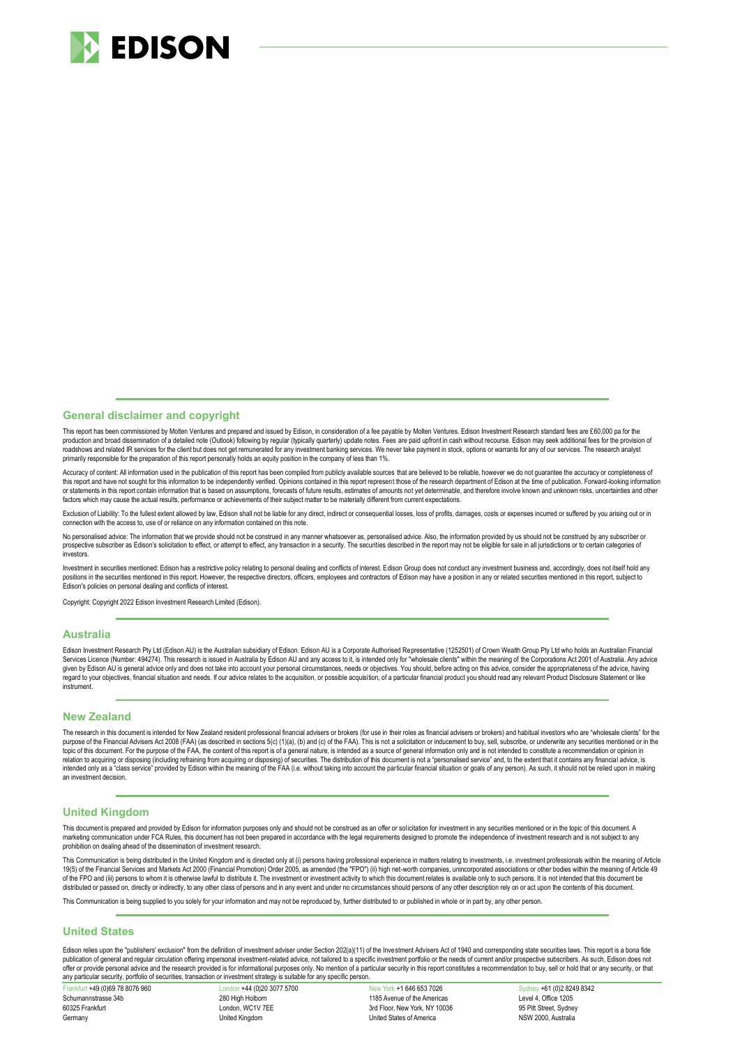## General disclaimer and copyright

This report has been commissioned by Molten Ventures and prepared and issued by Edison, in consideration of a fee payable by Molten Ventures. Edison Investment Research standard fees are £60,000 pa for the production and broad dissemination of a detailed note (Outlook) following by regular (typically quarterly) update notes. Fees are paid upfront in cash without recourse. Edison may seek additional fees for the provision of roadshows and related IR services for the client but does not get remunerated for any investment banking services. We never take payment in stock, options or warrants for any of our services. The research analyst primarily responsible for the preparation of this report personally holds an equity position in the company of less than 1%.

Accuracy of content: All information used in the publication of this report has been compiled from publicly available sources that are believed to be reliable, however we do not guarantee the accuracy or completeness of this report and have not sought for this information to be independently verified. Opinions contained in this report represent those of the research department of Edison at the time of publication. Forward-looking information or statements in this report contain information that is based on assumptions, forecasts of future results, estimates of amounts not yet determinable, and therefore involve known and unknown risks, uncertainties and other factors which may cause the actual results, performance or achievements of their subject matter to be materially different from current expectations.

Exclusion of Liability: To the fullest extent allowed by law, Edison shall not be liable for any direct, indirect or consequential losses, loss of profits, damages, costs or expenses incurred or suffered by you arising out or in connection with the access to, use of or reliance on any information contained on this note.

No personalised advice: The information that we provide should not be construed in any manner whatsoever as, personalised advice. Also, the information provided by us should not be construed by any subscriber or prospective subscriber as Edison's solicitation to effect, or attempt to effect, any transaction in a security. The securities described in the report may not be eligible for sale in all jurisdictions or to certain categories of investors.

Investment in securities mentioned: Edison has a restrictive policy relating to personal dealing and conflicts of interest. Edison Group does not conduct any investment business and, accordingly, does not itself hold any positions in the securities mentioned in this report. However, the respective directors, officers, employees and contractors of Edison may have a position in any or related securities mentioned in this report, subject to Edison's policies on personal dealing and conflicts of interest.

Copyright: Copyright 2022 Edison Investment Research Limited (Edison).

## Australia

Edison Investment Research Pty Ltd (Edison AU) is the Australian subsidiary of Edison. Edison AU is a Corporate Authorised Representative (1252501) of Crown Wealth Group Pty Ltd who holds an Australian Financial Services Licence (Number: 494274). This research is issued in Australia by Edison AU and any access to it, is intended only for "wholesale clients" within the meaning of the Corporations Act 2001 of Australia. Any advice given by Edison AU is general advice only and does not take into account your personal circumstances, needs or objectives. You should, before acting on this advice, consider the appropriateness of the advice, having regard to your objectives, financial situation and needs. If our advice relates to the acquisition, or possible acquisition, of a particular financial product you should read any relevant Product Disclosure Statement or like instrument.

## New Zealand

The research in this document is intended for New Zealand resident professional financial advisers or brokers (for use in their roles as financial advisers or brokers) and habitual investors who are "wholesale clients" for the purpose of the Financial Advisers Act 2008 (FAA) (as described in sections 5(c) (1)(a), (b) and (c) of the FAA). This is not a solicitation or inducement to buy, sell, subscribe, or underwrite any securities mentioned or in the topic of this document. For the purpose of the FAA, the content of this report is of a general nature, is intended as a source of general information only and is not intended to constitute a recommendation or opinion in relation to acquiring or disposing (including refraining from acquiring or disposing) of securities. The distribution of this document is not a "personalised service" and, to the extent that it contains any financial advice, is intended only as a "class service" provided by Edison within the meaning of the FAA (i.e. without taking into account the particular financial situation or goals of any person). As such, it should not be relied upon in making an investment decision.

## United Kingdom

This document is prepared and provided by Edison for information purposes only and should not be construed as an offer or solicitation for investment in any securities mentioned or in the topic of this document. A marketing communication under FCA Rules, this document has not been prepared in accordance with the legal requirements designed to promote the independence of investment research and is not subject to any prohibition on dealing ahead of the dissemination of investment research.

This Communication is being distributed in the United Kingdom and is directed only at (i) persons having professional experience in matters relating to investments, i.e. investment professionals within the meaning of Article 19(5) of the Financial Services and Markets Act 2000 (Financial Promotion) Order 2005, as amended (the "FPO") (ii) high net-worth companies, unincorporated associations or other bodies within the meaning of Article 49 of the FPO and (iii) persons to whom it is otherwise lawful to distribute it. The investment or investment activity to which this document relates is available only to such persons. It is not intended that this document be distributed or passed on, directly or indirectly, to any other class of persons and in any event and under no circumstances should persons of any other description rely on or act upon the contents of this document.

This Communication is being supplied to you solely for your information and may not be reproduced by, further distributed to or published in whole or in part by, any other person.

## United States

Edison relies upon the "publishers' exclusion" from the definition of investment adviser under Section 202(a)(11) of the Investment Advisers Act of 1940 and corresponding state securities laws. This report is a bona fide publication of general and regular circulation offering impersonal investment-related advice, not tailored to a specific investment portfolio or the needs of current and/or prospective subscribers. As such, Edison does not offer or provide personal advice and the research provided is for informational purposes only. No mention of a particular security in this report constitutes a recommendation to buy, sell or hold that or any security, or that any particular security, portfolio of securities, transaction or investment strategy is suitable for any specific person.

Frankfurt +49 (0)69 78 8076 960
Schumannstrasse 34b
60325 Frankfurt
Germany

London +44 (0)20 3077 5700
280 High Holborn
London, WC1V 7EE
United Kingdom

New York +1 646 653 7026
1185 Avenue of the Americas
3rd Floor, New York, NY 10036
United States of America

Sydney +61 (0)2 8249 8342
Level 4, Office 1205
95 Pitt Street, Sydney
NSW 2000, Australia